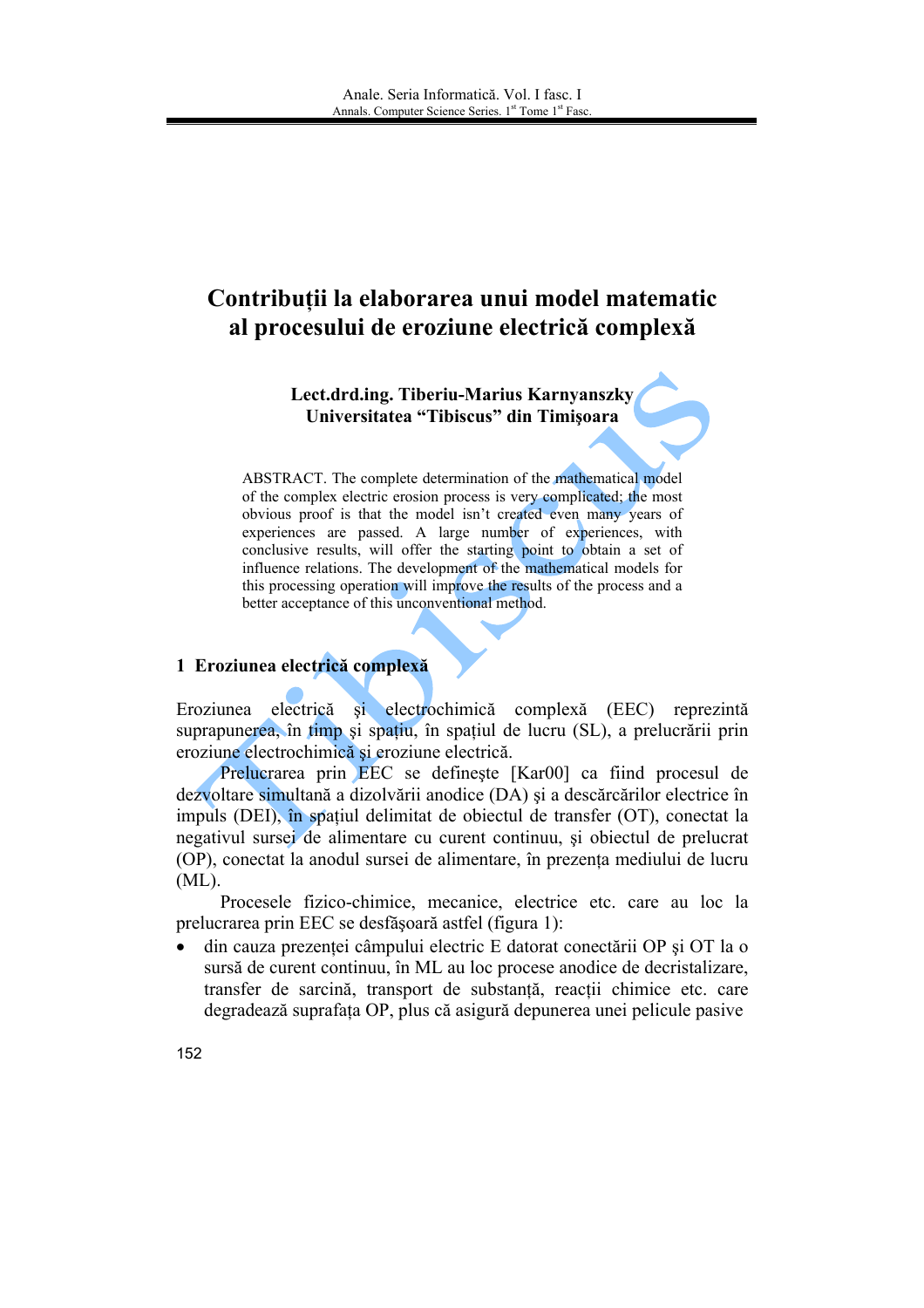# Contribuții la elaborarea unui model matematic al procesului de eroziune electrică complexă

**Lect.drd.ing. Tiberiu-Marius Karnyanszky**
**Universitatea "Tibiscus" din Timişoara**

ABSTRACT. The complete determination of the mathematical model of the complex electric erosion process is very complicated; the most obvious proof is that the model isn't created even many years of experiences are passed. A large number of experiences, with conclusive results, will offer the starting point to obtain a set of influence relations. The development of the mathematical models for this processing operation will improve the results of the process and a better acceptance of this unconventional method.

## 1 Eroziunea electrică complexă

Eroziunea electrică şi electrochimică complexă (EEC) reprezintă suprapunerea, în timp şi spaţiu, în spaţiul de lucru (SL), a prelucrării prin eroziune electrochimică şi eroziune electrică.

Prelucrarea prin EEC se defineşte [Kar00] ca fiind procesul de dezvoltare simultană a dizolvării anodice (DA) şi a descărcărilor electrice în impuls (DEI), în spaţiul delimitat de obiectul de transfer (OT), conectat la negativul sursei de alimentare cu curent continuu, şi obiectul de prelucrat (OP), conectat la anodul sursei de alimentare, în prezenţa mediului de lucru (ML).

Procesele fizico-chimice, mecanice, electrice etc. care au loc la prelucrarea prin EEC se desfăşoară astfel (figura 1):

- din cauza prezenţei câmpului electric E datorat conectării OP şi OT la o sursă de curent continuu, în ML au loc procese anodice de decristalizare, transfer de sarcină, transport de substanţă, reacţii chimice etc. care degradează suprafaţa OP, plus că asigură depunerea unei pelicule pasive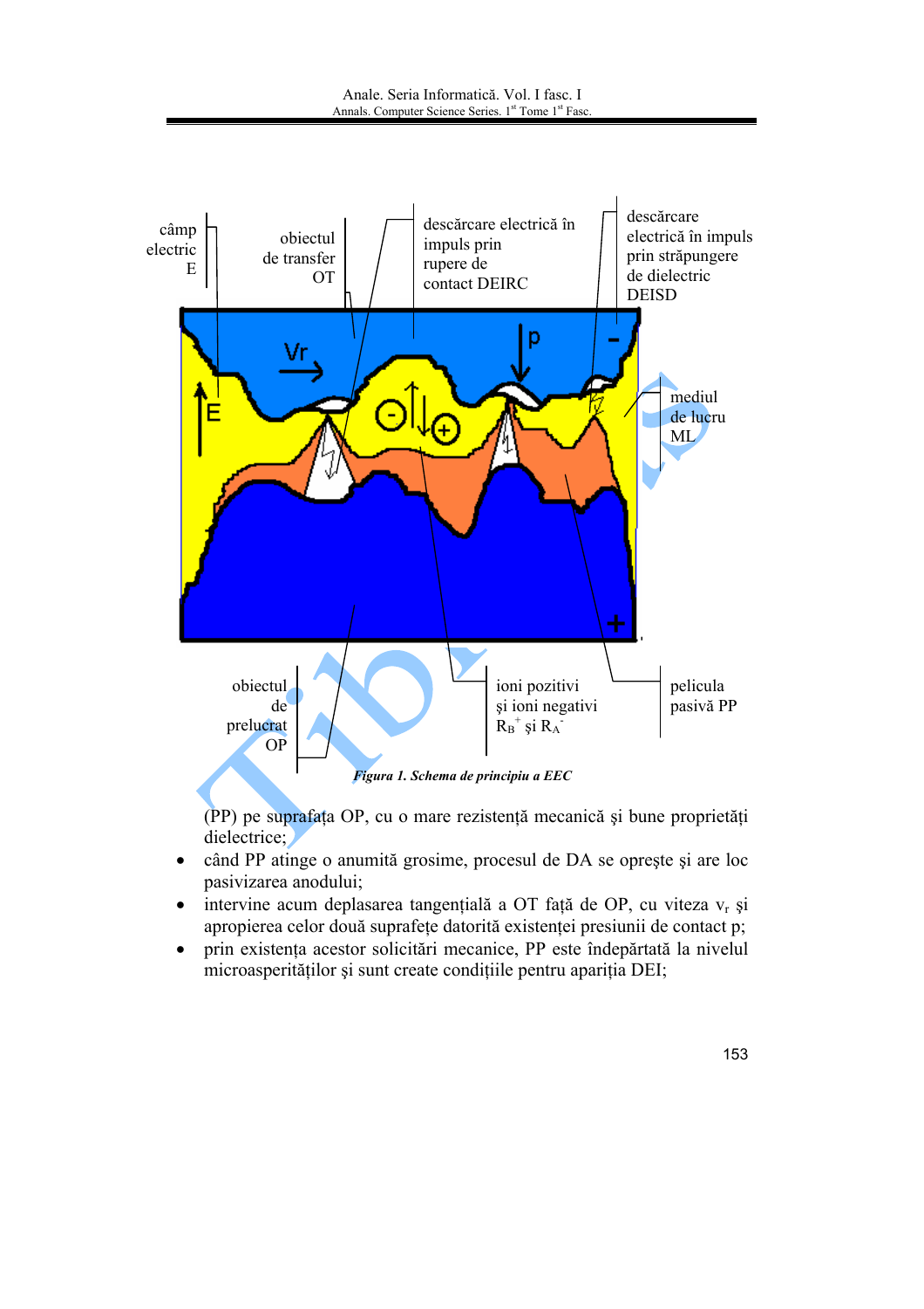câmp electric E

obiectul de transfer OT

descărcare electrică în impuls prin rupere de contact DEIRC

descărcare electrică în impuls prin străpungere de dielectric DEISD

mediul de lucru ML

obiectul de prelucrat OP

ioni pozitivi şi ioni negativi $R_B^+$ şi $R_A^-$

pelicula pasivă PP

*Figura 1. Schema de principiu a EEC*

(PP) pe suprafaţa OP, cu o mare rezistenţă mecanică şi bune proprietăţi dielectrice;

- când PP atinge o anumită grosime, procesul de DA se opreşte şi are loc pasivizarea anodului;
- intervine acum deplasarea tangenţială a OT faţă de OP, cu viteza $v_r$ şi apropierea celor două suprafeţe datorită existenţei presiunii de contact p;
- prin existenţa acestor solicitări mecanice, PP este îndepărtată la nivelul microasperităţilor şi sunt create condiţiile pentru apariţia DEI;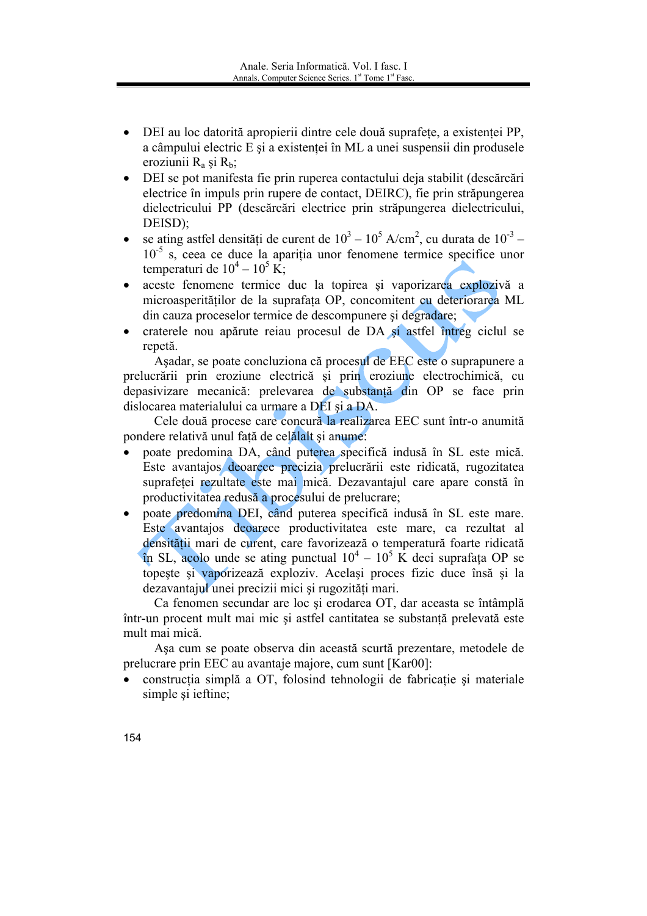- DEI au loc datorită apropierii dintre cele două suprafeţe, a existenţei PP, a câmpului electric E şi a existenţei în ML a unei suspensii din produsele eroziunii $R_a$ şi $R_b$;
- DEI se pot manifesta fie prin ruperea contactului deja stabilit (descărcări electrice în impuls prin rupere de contact, DEIRC), fie prin străpungerea dielectricului PP (descărcări electrice prin străpungerea dielectricului, DEISD);
- se ating astfel densităţi de curent de $10^3 – 10^5$ A/cm$^2$, cu durata de $10^{-3} – 10^{-5}$ s, ceea ce duce la apariţia unor fenomene termice specifice unor temperaturi de $10^4 – 10^5$ K;
- aceste fenomene termice duc la topirea şi vaporizarea explozivă a microasperităţilor de la suprafaţa OP, concomitent cu deteriorarea ML din cauza proceselor termice de descompunere şi degradare;
- craterele nou apărute reiau procesul de DA şi astfel întreg ciclul se repetă.

Aşadar, se poate concluziona că procesul de EEC este o suprapunere a prelucrării prin eroziune electrică şi prin eroziune electrochimică, cu depasivizare mecanică: prelevarea de substanţă din OP se face prin dislocarea materialului ca urmare a DEI şi a DA.

Cele două procese care concură la realizarea EEC sunt într-o anumită pondere relativă unul faţă de celălalt şi anume:

- poate predomina DA, când puterea specifică indusă în SL este mică. Este avantajos deoarece precizia prelucrării este ridicată, rugozitatea suprafeţei rezultate este mai mică. Dezavantajul care apare constă în productivitatea redusă a procesului de prelucrare;
- poate predomina DEI, când puterea specifică indusă în SL este mare. Este avantajos deoarece productivitatea este mare, ca rezultat al densităţii mari de curent, care favorizează o temperatură foarte ridicată în SL, acolo unde se ating punctual $10^4 – 10^5$ K deci suprafaţa OP se topeşte şi vaporizează exploziv. Acelaşi proces fizic duce însă şi la dezavantajul unei precizii mici şi rugozităţi mari.

Ca fenomen secundar are loc şi erodarea OT, dar aceasta se întâmplă într-un procent mult mai mic şi astfel cantitatea se substanţă prelevată este mult mai mică.

Aşa cum se poate observa din această scurtă prezentare, metodele de prelucrare prin EEC au avantaje majore, cum sunt [Kar00]:

- construcţia simplă a OT, folosind tehnologii de fabricaţie şi materiale simple şi ieftine;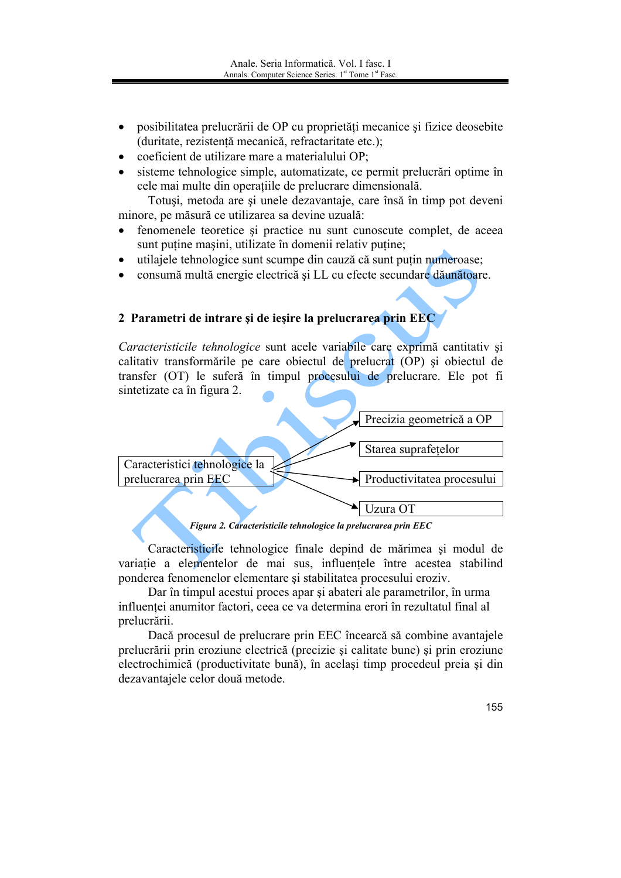- posibilitatea prelucrării de OP cu proprietăţi mecanice şi fizice deosebite (duritate, rezistenţă mecanică, refractaritate etc.);
- coeficient de utilizare mare a materialului OP;
- sisteme tehnologice simple, automatizate, ce permit prelucrări optime în cele mai multe din operaţiile de prelucrare dimensională.

Totuşi, metoda are şi unele dezavantaje, care însă în timp pot deveni minore, pe măsură ce utilizarea sa devine uzuală:

- fenomenele teoretice şi practice nu sunt cunoscute complet, de aceea sunt puţine maşini, utilizate în domenii relativ puţine;
- utilajele tehnologice sunt scumpe din cauză că sunt puţin numeroase;
- consumă multă energie electrică şi LL cu efecte secundare dăunătoare.

## 2 Parametri de intrare şi de ieşire la prelucrarea prin EEC

*Caracteristicile tehnologice* sunt acele variabile care exprimă cantitativ şi calitativ transformările pe care obiectul de prelucrat (OP) şi obiectul de transfer (OT) le suferă în timpul procesului de prelucrare. Ele pot fi sintetizate ca în figura 2.

Caracteristici tehnologice la prelucrarea prin EEC → Precizia geometrică a OP; Starea suprafeţelor; Productivitatea procesului; Uzura OT

*Figura 2. Caracteristicile tehnologice la prelucrarea prin EEC*

Caracteristicile tehnologice finale depind de mărimea şi modul de variaţie a elementelor de mai sus, influenţele între acestea stabilind ponderea fenomenelor elementare şi stabilitatea procesului eroziv.

Dar în timpul acestui proces apar şi abateri ale parametrilor, în urma influenţei anumitor factori, ceea ce va determina erori în rezultatul final al prelucrării.

Dacă procesul de prelucrare prin EEC încearcă să combine avantajele prelucrării prin eroziune electrică (precizie şi calitate bune) şi prin eroziune electrochimică (productivitate bună), în acelaşi timp procedeul preia şi din dezavantajele celor două metode.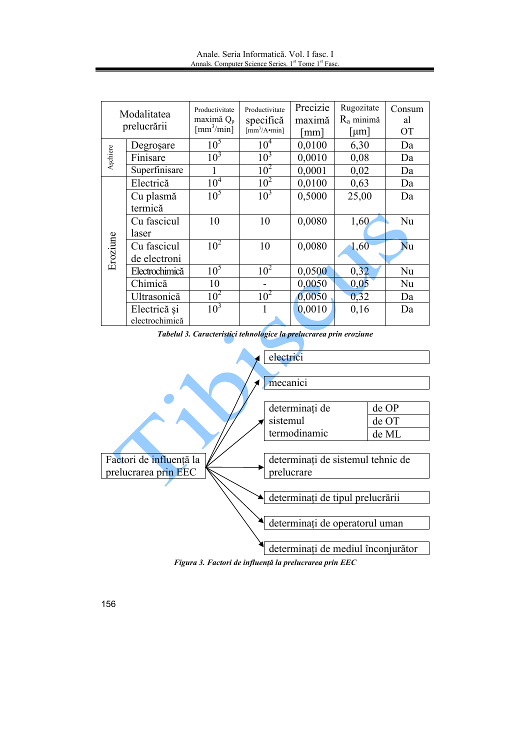| Modalitatea prelucrării | | Productivitate maximă $Q_p$ [$mm^3$/min] | Productivitate specifică [$mm^3$/A•min] | Precizie maximă [mm] | Rugozitate $R_a$ minimă [μm] | Consum al OT |
|---|---|---|---|---|---|---|
| Așchiere | Degroșare | $10^5$ | $10^4$ | 0,0100 | 6,30 | Da |
| | Finisare | $10^3$ | $10^3$ | 0,0010 | 0,08 | Da |
| | Superfinisare | 1 | $10^2$ | 0,0001 | 0,02 | Da |
| Eroziune | Electrică | $10^4$ | $10^2$ | 0,0100 | 0,63 | Da |
| | Cu plasmă termică | $10^5$ | $10^3$ | 0,5000 | 25,00 | Da |
| | Cu fascicul laser | 10 | 10 | 0,0080 | 1,60 | Nu |
| | Cu fascicul de electroni | $10^2$ | 10 | 0,0080 | 1,60 | Nu |
| | Electrochimică | $10^5$ | $10^2$ | 0,0500 | 0,32 | Nu |
| | Chimică | 10 | - | 0,0050 | 0,05 | Nu |
| | Ultrasonică | $10^2$ | $10^2$ | 0,0050 | 0,32 | Da |
| | Electrică și electrochimică | $10^3$ | 1 | 0,0010 | 0,16 | Da |

***Tabelul 3. Caracteristici tehnologice la prelucrarea prin eroziune***

Factori de influență la prelucrarea prin EEC:

- electrici
- mecanici
- determinați de sistemul termodinamic
  - de OP
  - de OT
  - de ML
- determinați de sistemul tehnic de prelucrare
- determinați de tipul prelucrării
- determinați de operatorul uman
- determinați de mediul înconjurător

***Figura 3. Factori de influență la prelucrarea prin EEC***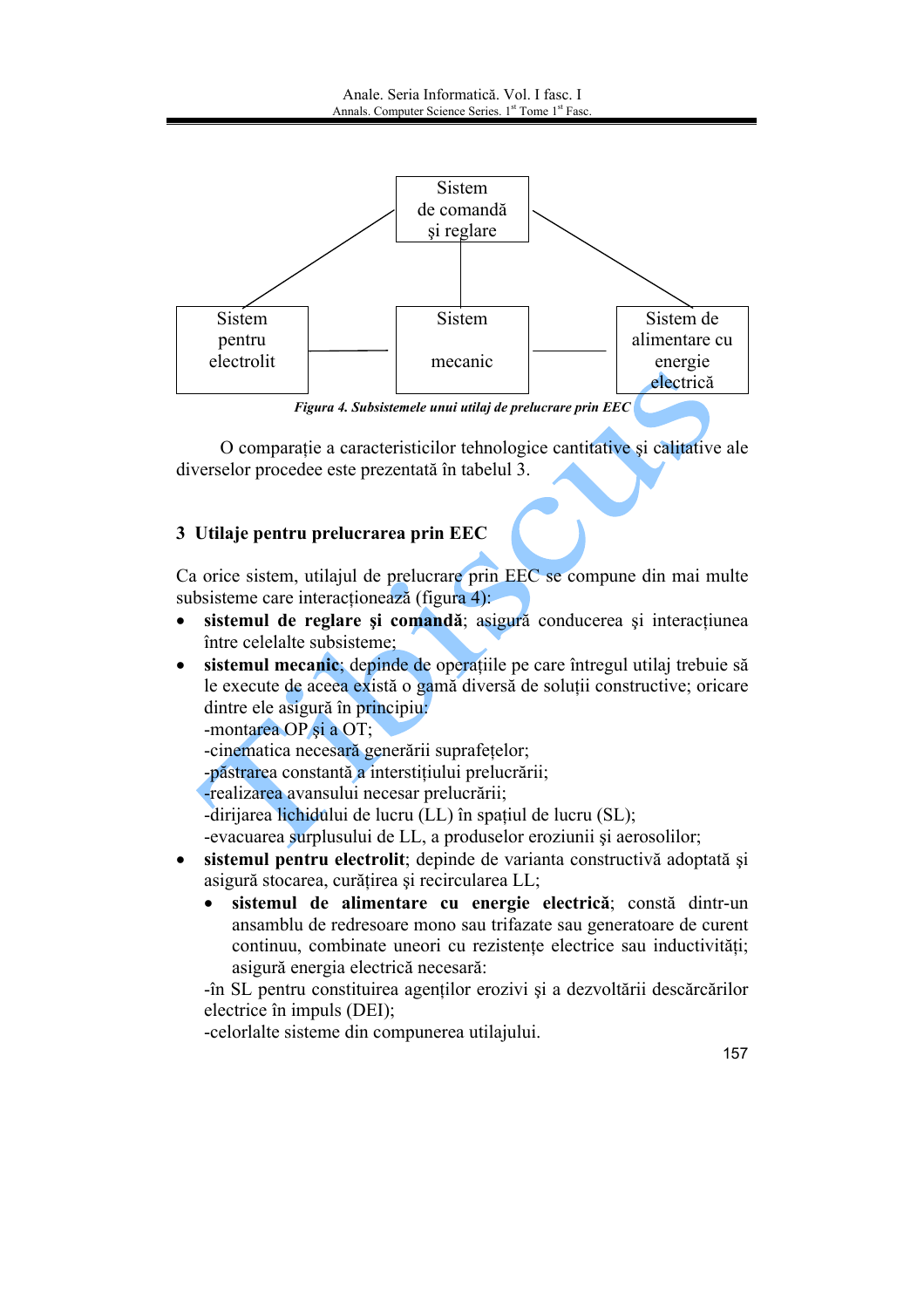Sistem de comandă şi reglare

Sistem pentru electrolit — Sistem mecanic — Sistem de alimentare cu energie electrică

*Figura 4. Subsistemele unui utilaj de prelucrare prin EEC*

O comparaţie a caracteristicilor tehnologice cantitative şi calitative ale diverselor procedee este prezentată în tabelul 3.

## 3 Utilaje pentru prelucrarea prin EEC

Ca orice sistem, utilajul de prelucrare prin EEC se compune din mai multe subsisteme care interacţionează (figura 4):

- **sistemul de reglare şi comandă**; asigură conducerea şi interacţiunea între celelalte subsisteme;
- **sistemul mecanic**; depinde de operaţiile pe care întregul utilaj trebuie să le execute de aceea există o gamă diversă de soluţii constructive; oricare dintre ele asigură în principiu:
  - -montarea OP şi a OT;
  - -cinematica necesară generării suprafeţelor;
  - -păstrarea constantă a interstiţiului prelucrării;
  - -realizarea avansului necesar prelucrării;
  - -dirijarea lichidului de lucru (LL) în spaţiul de lucru (SL);
  - -evacuarea surplusului de LL, a produselor eroziunii şi aerosolilor;
- **sistemul pentru electrolit**; depinde de varianta constructivă adoptată şi asigură stocarea, curăţirea şi recircularea LL;
  - **sistemul de alimentare cu energie electrică**; constă dintr-un ansamblu de redresoare mono sau trifazate sau generatoare de curent continuu, combinate uneori cu rezistenţe electrice sau inductivităţi; asigură energia electrică necesară:
  - -în SL pentru constituirea agenţilor erozivi şi a dezvoltării descărcărilor electrice în impuls (DEI);
  - -celorlalte sisteme din compunerea utilajului.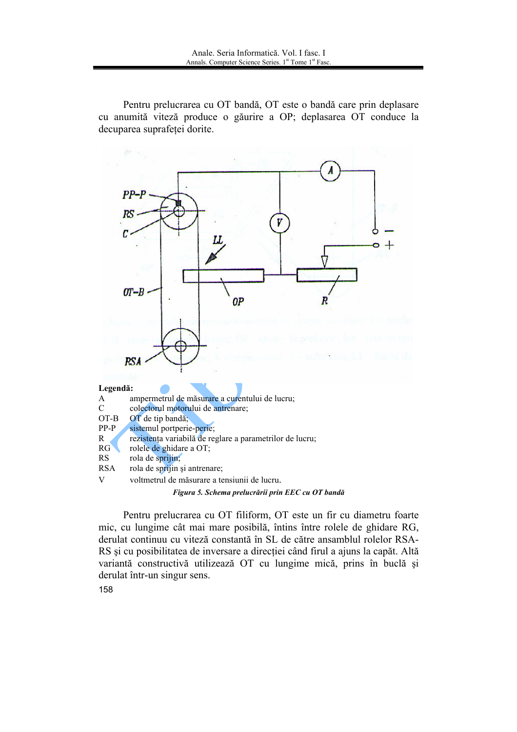Pentru prelucrarea cu OT bandă, OT este o bandă care prin deplasare cu anumită viteză produce o găurire a OP; deplasarea OT conduce la decuparea suprafeței dorite.

**Legendă:**

A ampermetrul de măsurare a curentului de lucru;
C colectorul motorului de antrenare;
OT-B OT de tip bandă;
PP-P sistemul portperie-perie;
R rezistența variabilă de reglare a parametrilor de lucru;
RG rolele de ghidare a OT;
RS rola de sprijin;
RSA rola de sprijin și antrenare;
V voltmetrul de măsurare a tensiunii de lucru.

***Figura 5. Schema prelucrării prin EEC cu OT bandă***

Pentru prelucrarea cu OT filiform, OT este un fir cu diametru foarte mic, cu lungime cât mai mare posibilă, întins între rolele de ghidare RG, derulat continuu cu viteză constantă în SL de către ansamblul rolelor RSA-RS și cu posibilitatea de inversare a direcției când firul a ajuns la capăt. Altă variantă constructivă utilizează OT cu lungime mică, prins în buclă și derulat într-un singur sens.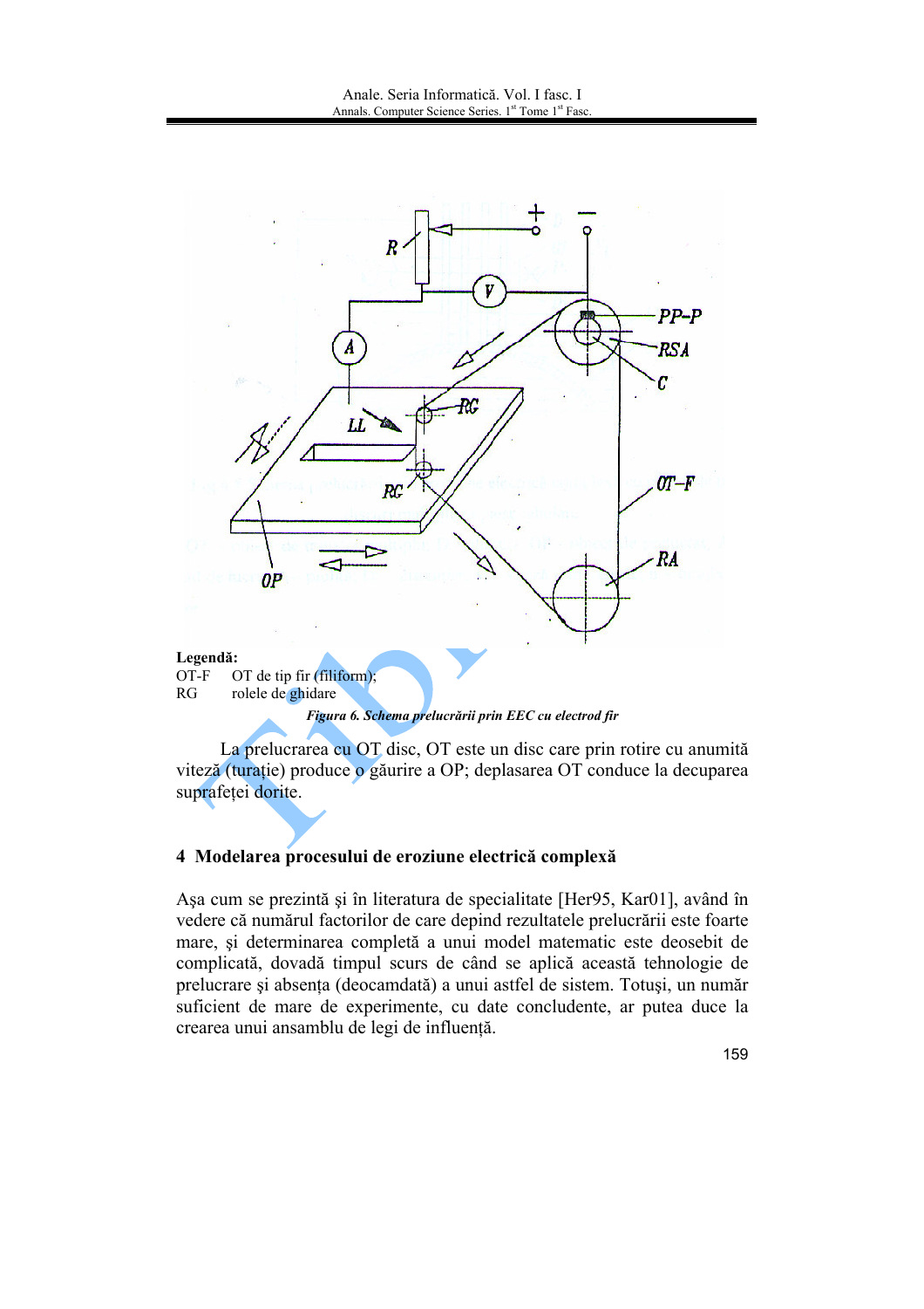**Legendă:**
OT-F OT de tip fir (filiform);
RG rolele de ghidare

*Figura 6. Schema prelucrării prin EEC cu electrod fir*

La prelucrarea cu OT disc, OT este un disc care prin rotire cu anumită viteză (turaţie) produce o găurire a OP; deplasarea OT conduce la decuparea suprafeţei dorite.

## 4 Modelarea procesului de eroziune electrică complexă

Aşa cum se prezintă şi în literatura de specialitate [Her95, Kar01], având în vedere că numărul factorilor de care depind rezultatele prelucrării este foarte mare, şi determinarea completă a unui model matematic este deosebit de complicată, dovadă timpul scurs de când se aplică această tehnologie de prelucrare şi absenţa (deocamdată) a unui astfel de sistem. Totuşi, un număr suficient de mare de experimente, cu date concludente, ar putea duce la crearea unui ansamblu de legi de influenţă.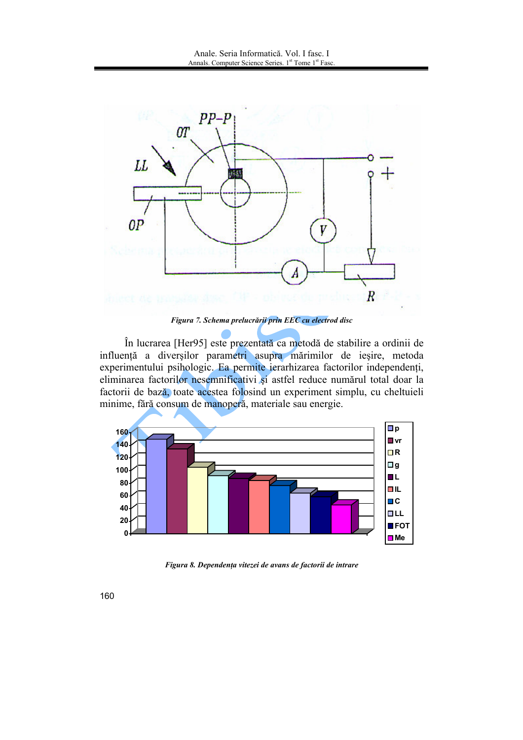*Figura 7. Schema prelucrării prin EEC cu electrod disc*

În lucrarea [Her95] este prezentată ca metodă de stabilire a ordinii de influenţă a diverşilor parametri asupra mărimilor de ieşire, metoda experimentului psihologic. Ea permite ierarhizarea factorilor independenţi, eliminarea factorilor nesemnificativi şi astfel reduce numărul total doar la factorii de bază, toate acestea folosind un experiment simplu, cu cheltuieli minime, fără consum de manoperă, materiale sau energie.

*Figura 8. Dependenţa vitezei de avans de factorii de intrare*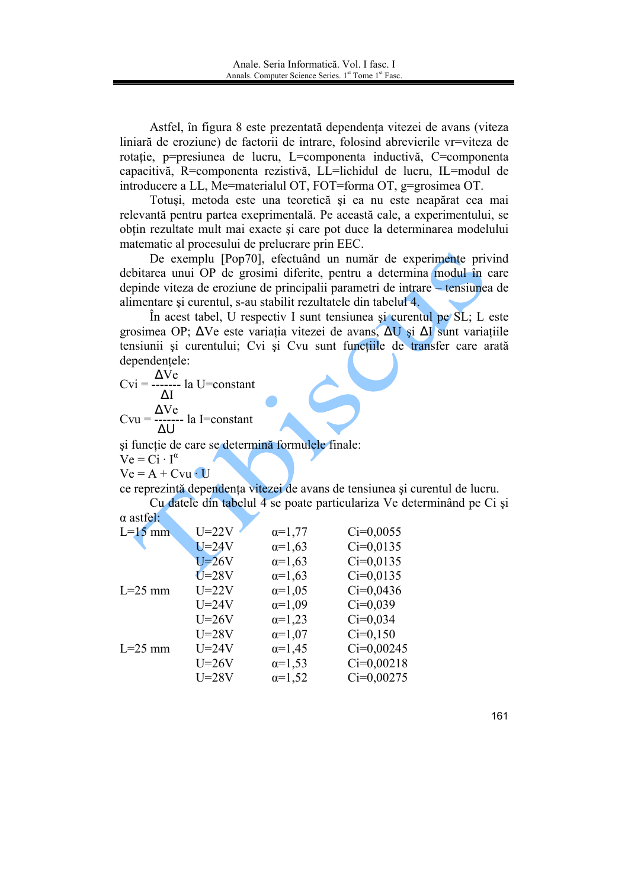Astfel, în figura 8 este prezentată dependența vitezei de avans (viteza liniară de eroziune) de factorii de intrare, folosind abrevierile vr=viteza de rotație, p=presiunea de lucru, L=componenta inductivă, C=componenta capacitivă, R=componenta rezistivă, LL=lichidul de lucru, IL=modul de introducere a LL, Me=materialul OT, FOT=forma OT, g=grosimea OT.

Totuși, metoda este una teoretică și ea nu este neapărat cea mai relevantă pentru partea exeprimentală. Pe această cale, a experimentului, se obțin rezultate mult mai exacte și care pot duce la determinarea modelului matematic al procesului de prelucrare prin EEC.

De exemplu [Pop70], efectuând un număr de experimente privind debitarea unui OP de grosimi diferite, pentru a determina modul în care depinde viteza de eroziune de principalii parametri de intrare – tensiunea de alimentare și curentul, s-au stabilit rezultatele din tabelul 4.

În acest tabel, U respectiv I sunt tensiunea și curentul pe SL; L este grosimea OP; ΔVe este variația vitezei de avans, ΔU și ΔI sunt variațiile tensiunii și curentului; Cvi și Cvu sunt funcțiile de transfer care arată dependențele:

$$Cvi = \frac{\Delta Ve}{\Delta I} \text{ la U=constant}$$

$$Cvu = \frac{\Delta Ve}{\Delta U} \text{ la I=constant}$$

și funcție de care se determină formulele finale:

$Ve = Ci \cdot I^{\alpha}$

$Ve = A + Cvu \cdot U$

ce reprezintă dependența vitezei de avans de tensiunea și curentul de lucru.

Cu datele din tabelul 4 se poate particulariza Ve determinând pe Ci și α astfel:

| | | | |
|---|---|---|---|
| L=15 mm | U=22V | α=1,77 | Ci=0,0055 |
| | U=24V | α=1,63 | Ci=0,0135 |
| | U=26V | α=1,63 | Ci=0,0135 |
| | U=28V | α=1,63 | Ci=0,0135 |
| L=25 mm | U=22V | α=1,05 | Ci=0,0436 |
| | U=24V | α=1,09 | Ci=0,039 |
| | U=26V | α=1,23 | Ci=0,034 |
| | U=28V | α=1,07 | Ci=0,150 |
| L=25 mm | U=24V | α=1,45 | Ci=0,00245 |
| | U=26V | α=1,53 | Ci=0,00218 |
| | U=28V | α=1,52 | Ci=0,00275 |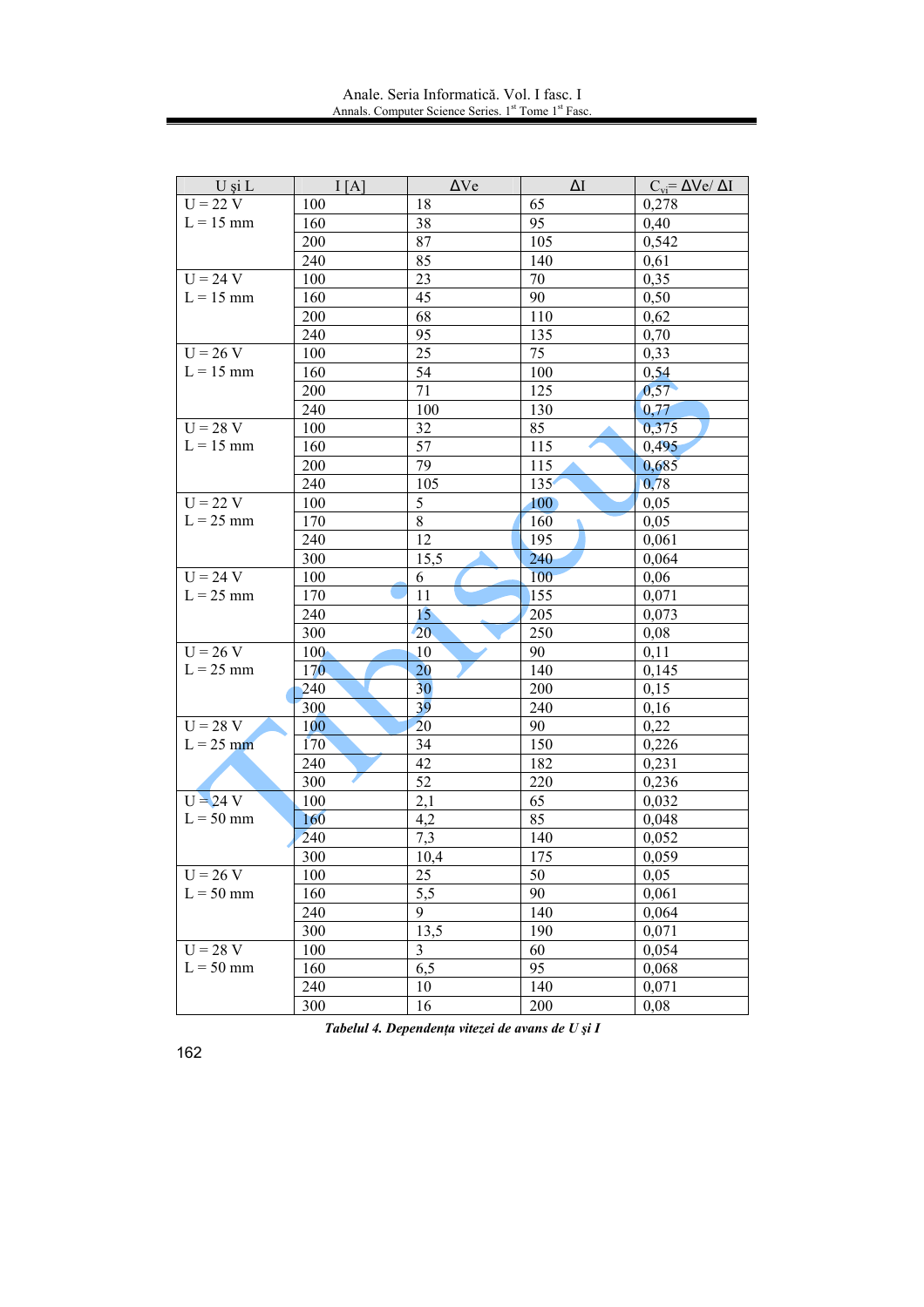| U şi L | I [A] | ΔVe | ΔI | $C_{vi}$= ΔVe/ ΔI |
|---|---|---|---|---|
| U = 22 V L = 15 mm | 100 | 18 | 65 | 0,278 |
| | 160 | 38 | 95 | 0,40 |
| | 200 | 87 | 105 | 0,542 |
| | 240 | 85 | 140 | 0,61 |
| U = 24 V L = 15 mm | 100 | 23 | 70 | 0,35 |
| | 160 | 45 | 90 | 0,50 |
| | 200 | 68 | 110 | 0,62 |
| | 240 | 95 | 135 | 0,70 |
| U = 26 V L = 15 mm | 100 | 25 | 75 | 0,33 |
| | 160 | 54 | 100 | 0,54 |
| | 200 | 71 | 125 | 0,57 |
| | 240 | 100 | 130 | 0,77 |
| U = 28 V L = 15 mm | 100 | 32 | 85 | 0,375 |
| | 160 | 57 | 115 | 0,495 |
| | 200 | 79 | 115 | 0,685 |
| | 240 | 105 | 135 | 0,78 |
| U = 22 V L = 25 mm | 100 | 5 | 100 | 0,05 |
| | 170 | 8 | 160 | 0,05 |
| | 240 | 12 | 195 | 0,061 |
| | 300 | 15,5 | 240 | 0,064 |
| U = 24 V L = 25 mm | 100 | 6 | 100 | 0,06 |
| | 170 | 11 | 155 | 0,071 |
| | 240 | 15 | 205 | 0,073 |
| | 300 | 20 | 250 | 0,08 |
| U = 26 V L = 25 mm | 100 | 10 | 90 | 0,11 |
| | 170 | 20 | 140 | 0,145 |
| | 240 | 30 | 200 | 0,15 |
| | 300 | 39 | 240 | 0,16 |
| U = 28 V L = 25 mm | 100 | 20 | 90 | 0,22 |
| | 170 | 34 | 150 | 0,226 |
| | 240 | 42 | 182 | 0,231 |
| | 300 | 52 | 220 | 0,236 |
| U = 24 V L = 50 mm | 100 | 2,1 | 65 | 0,032 |
| | 160 | 4,2 | 85 | 0,048 |
| | 240 | 7,3 | 140 | 0,052 |
| | 300 | 10,4 | 175 | 0,059 |
| U = 26 V L = 50 mm | 100 | 25 | 50 | 0,05 |
| | 160 | 5,5 | 90 | 0,061 |
| | 240 | 9 | 140 | 0,064 |
| | 300 | 13,5 | 190 | 0,071 |
| U = 28 V L = 50 mm | 100 | 3 | 60 | 0,054 |
| | 160 | 6,5 | 95 | 0,068 |
| | 240 | 10 | 140 | 0,071 |
| | 300 | 16 | 200 | 0,08 |

***Tabelul 4. Dependenţa vitezei de avans de U şi I***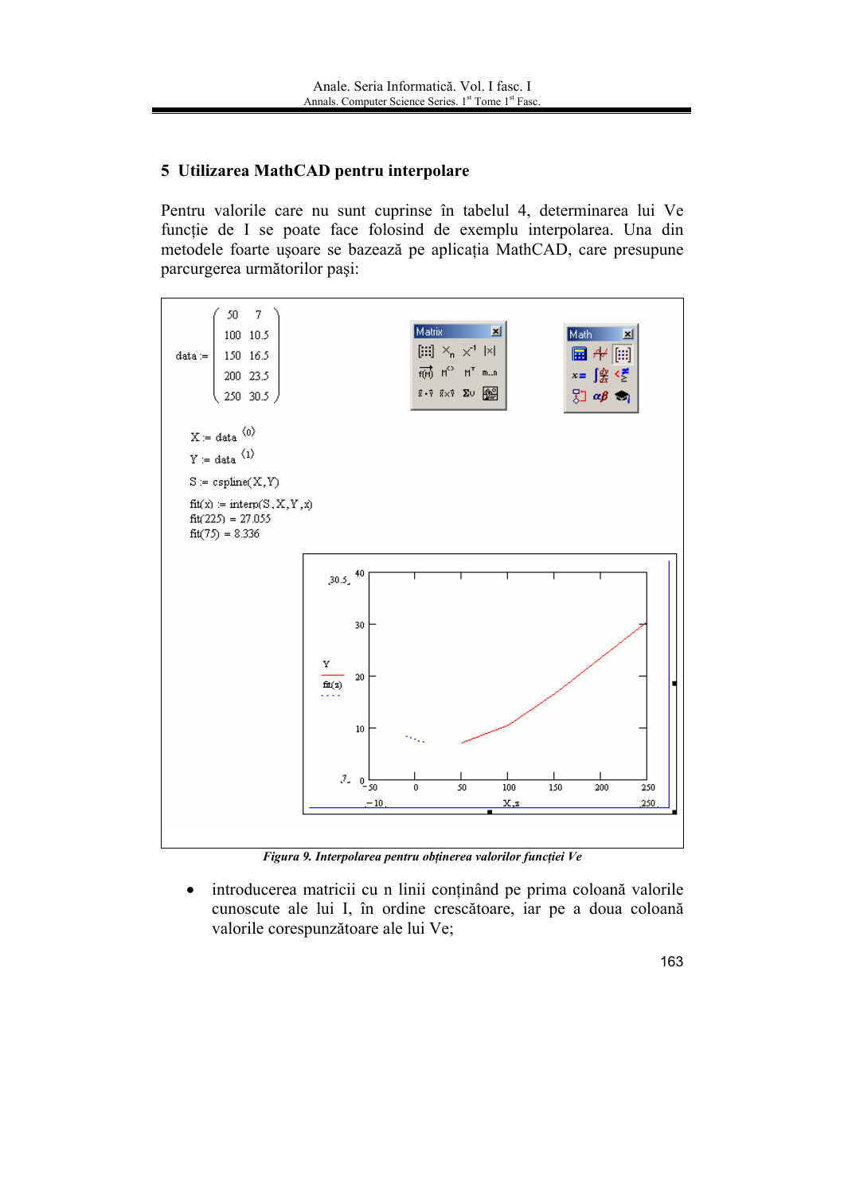## 5 Utilizarea MathCAD pentru interpolare

Pentru valorile care nu sunt cuprinse în tabelul 4, determinarea lui Ve funcție de I se poate face folosind de exemplu interpolarea. Una din metodele foarte ușoare se bazează pe aplicația MathCAD, care presupune parcurgerea următorilor pași:

$$data := \begin{pmatrix} 50 & 7 \\ 100 & 10.5 \\ 150 & 16.5 \\ 200 & 23.5 \\ 250 & 30.5 \end{pmatrix}$$

$X := data^{\langle 0 \rangle}$

$Y := data^{\langle 1 \rangle}$

$S := cspline(X, Y)$

$fit(x) := interp(S, X, Y, x)$

$fit(225) = 27.055$

$fit(75) = 8.336$

*Figura 9. Interpolarea pentru obținerea valorilor funcției Ve*

- introducerea matricii cu n linii conținând pe prima coloană valorile cunoscute ale lui I, în ordine crescătoare, iar pe a doua coloană valorile corespunzătoare ale lui Ve;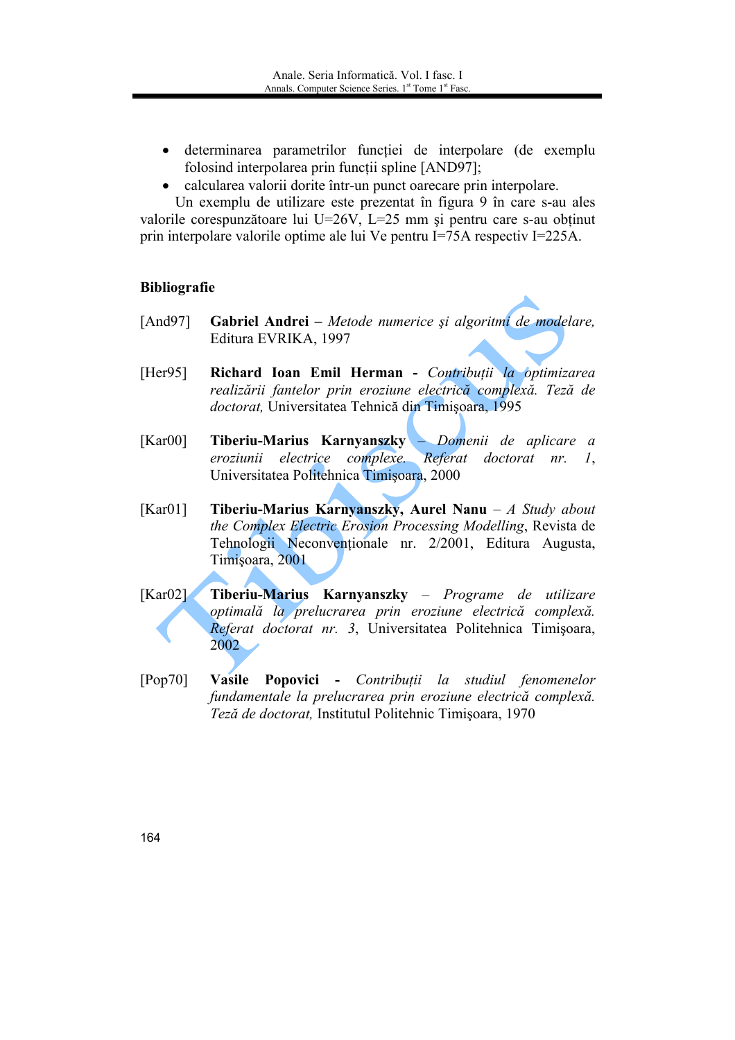- determinarea parametrilor funcției de interpolare (de exemplu folosind interpolarea prin funcții spline [AND97];
- calcularea valorii dorite într-un punct oarecare prin interpolare.

Un exemplu de utilizare este prezentat în figura 9 în care s-au ales valorile corespunzătoare lui U=26V, L=25 mm şi pentru care s-au obţinut prin interpolare valorile optime ale lui Ve pentru I=75A respectiv I=225A.

## Bibliografie

[And97] **Gabriel Andrei –** *Metode numerice şi algoritmi de modelare,* Editura EVRIKA, 1997

[Her95] **Richard Ioan Emil Herman -** *Contribuţii la optimizarea realizării fantelor prin eroziune electrică complexă. Teză de doctorat,* Universitatea Tehnică din Timişoara, 1995

[Kar00] **Tiberiu-Marius Karnyanszky** – *Domenii de aplicare a eroziunii electrice complexe. Referat doctorat nr. 1*, Universitatea Politehnica Timişoara, 2000

[Kar01] **Tiberiu-Marius Karnyanszky, Aurel Nanu** – *A Study about the Complex Electric Erosion Processing Modelling*, Revista de Tehnologii Neconvenţionale nr. 2/2001, Editura Augusta, Timişoara, 2001

[Kar02] **Tiberiu-Marius Karnyanszky** – *Programe de utilizare optimală la prelucrarea prin eroziune electrică complexă. Referat doctorat nr. 3*, Universitatea Politehnica Timişoara, 2002

[Pop70] **Vasile Popovici -** *Contribuţii la studiul fenomenelor fundamentale la prelucrarea prin eroziune electrică complexă. Teză de doctorat,* Institutul Politehnic Timişoara, 1970